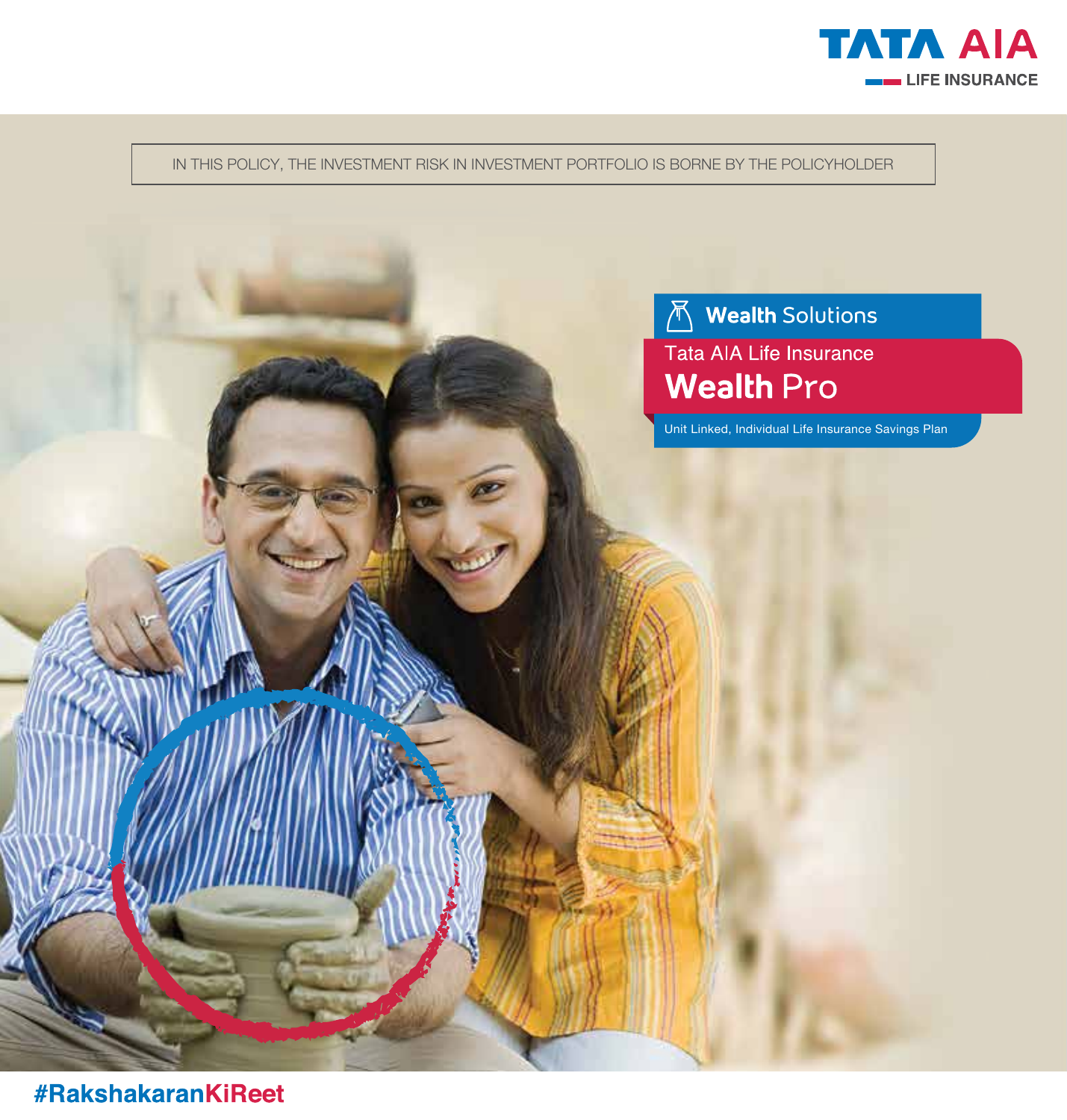TATA AIA

LIFE INSURANCE

IN THIS POLICY, THE INVESTMENT RISK IN INVESTMENT PORTFOLIO IS BORNE BY THE POLICYHOLDER

**Wealth** Solutions

Tata AIA Life Insurance

# **Wealth** Pro

Unit Linked, Individual Life Insurance Savings Plan

#RakshakaranKiReet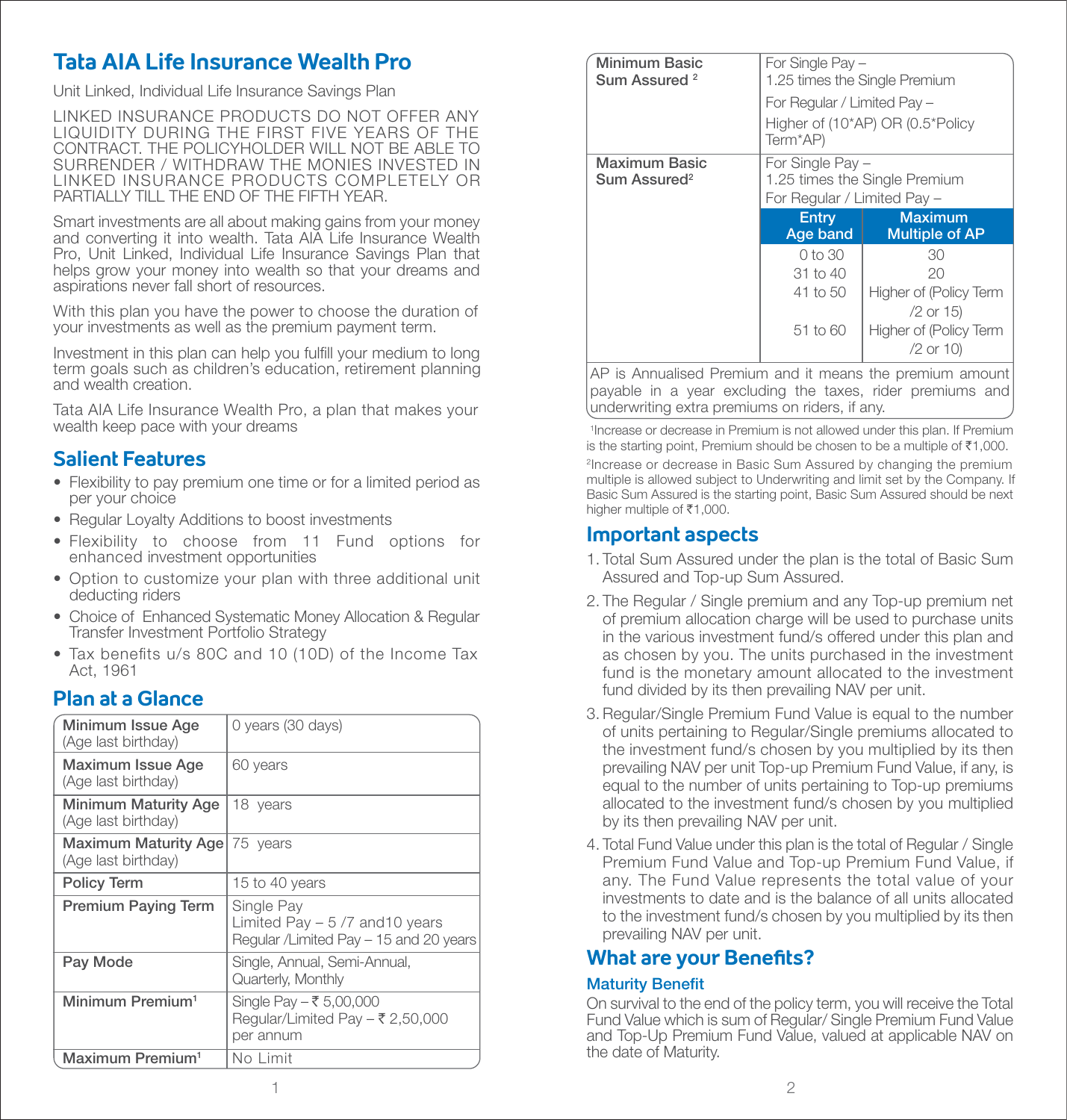# Tata AIA Life Insurance Wealth Pro

Unit Linked, Individual Life Insurance Savings Plan

LINKED INSURANCE PRODUCTS DO NOT OFFER ANY LIQUIDITY DURING THE FIRST FIVE YEARS OF THE CONTRACT. THE POLICYHOLDER WILL NOT BE ABLE TO SURRENDER / WITHDRAW THE MONIES INVESTED IN LINKED INSURANCE PRODUCTS COMPLETELY OR PARTIALLY TILL THE END OF THE FIFTH YEAR.

Smart investments are all about making gains from your money and converting it into wealth. Tata AIA Life Insurance Wealth Pro, Unit Linked, Individual Life Insurance Savings Plan that helps grow your money into wealth so that your dreams and aspirations never fall short of resources.

With this plan you have the power to choose the duration of your investments as well as the premium payment term.

Investment in this plan can help you fulfill your medium to long term goals such as children's education, retirement planning and wealth creation.

Tata AIA Life Insurance Wealth Pro, a plan that makes your wealth keep pace with your dreams

## Salient Features

- Flexibility to pay premium one time or for a limited period as per your choice
- Regular Loyalty Additions to boost investments
- Flexibility to choose from 11 Fund options for enhanced investment opportunities
- Option to customize your plan with three additional unit deducting riders
- Choice of Enhanced Systematic Money Allocation & Regular Transfer Investment Portfolio Strategy
- Tax benefits u/s 80C and 10 (10D) of the Income Tax Act, 1961

## Plan at a Glance

| | |
|---|---|
| **Minimum Issue Age** (Age last birthday) | 0 years (30 days) |
| **Maximum Issue Age** (Age last birthday) | 60 years |
| **Minimum Maturity Age** (Age last birthday) | 18 years |
| **Maximum Maturity Age** (Age last birthday) | 75 years |
| **Policy Term** | 15 to 40 years |
| **Premium Paying Term** | Single Pay<br>Limited Pay – 5 /7 and10 years<br>Regular /Limited Pay – 15 and 20 years |
| **Pay Mode** | Single, Annual, Semi-Annual, Quarterly, Monthly |
| **Minimum Premium**[1] | Single Pay – ₹ 5,00,000<br>Regular/Limited Pay – ₹ 2,50,000 per annum |
| **Maximum Premium**[1] | No Limit |
| **Minimum Basic Sum Assured** [2] | For Single Pay – 1.25 times the Single Premium<br>For Regular / Limited Pay – Higher of (10*AP) OR (0.5*Policy Term*AP) |
| **Maximum Basic Sum Assured**[2] | For Single Pay – 1.25 times the Single Premium<br>For Regular / Limited Pay – (see table below) |

For Regular / Limited Pay – Maximum Basic Sum Assured:

| Entry Age band | Maximum Multiple of AP |
|---|---|
| 0 to 30 | 30 |
| 31 to 40 | 20 |
| 41 to 50 | Higher of (Policy Term /2 or 15) |
| 51 to 60 | Higher of (Policy Term /2 or 10) |

AP is Annualised Premium and it means the premium amount payable in a year excluding the taxes, rider premiums and underwriting extra premiums on riders, if any.

[1]Increase or decrease in Premium is not allowed under this plan. If Premium is the starting point, Premium should be chosen to be a multiple of ₹1,000.

[2]Increase or decrease in Basic Sum Assured by changing the premium multiple is allowed subject to Underwriting and limit set by the Company. If Basic Sum Assured is the starting point, Basic Sum Assured should be next higher multiple of ₹1,000.

## Important aspects

1. Total Sum Assured under the plan is the total of Basic Sum Assured and Top-up Sum Assured.
2. The Regular / Single premium and any Top-up premium net of premium allocation charge will be used to purchase units in the various investment fund/s offered under this plan and as chosen by you. The units purchased in the investment fund is the monetary amount allocated to the investment fund divided by its then prevailing NAV per unit.
3. Regular/Single Premium Fund Value is equal to the number of units pertaining to Regular/Single premiums allocated to the investment fund/s chosen by you multiplied by its then prevailing NAV per unit Top-up Premium Fund Value, if any, is equal to the number of units pertaining to Top-up premiums allocated to the investment fund/s chosen by you multiplied by its then prevailing NAV per unit.
4. Total Fund Value under this plan is the total of Regular / Single Premium Fund Value and Top-up Premium Fund Value, if any. The Fund Value represents the total value of your investments to date and is the balance of all units allocated to the investment fund/s chosen by you multiplied by its then prevailing NAV per unit.

## What are your Benefits?

### Maturity Benefit

On survival to the end of the policy term, you will receive the Total Fund Value which is sum of Regular/ Single Premium Fund Value and Top-Up Premium Fund Value, valued at applicable NAV on the date of Maturity.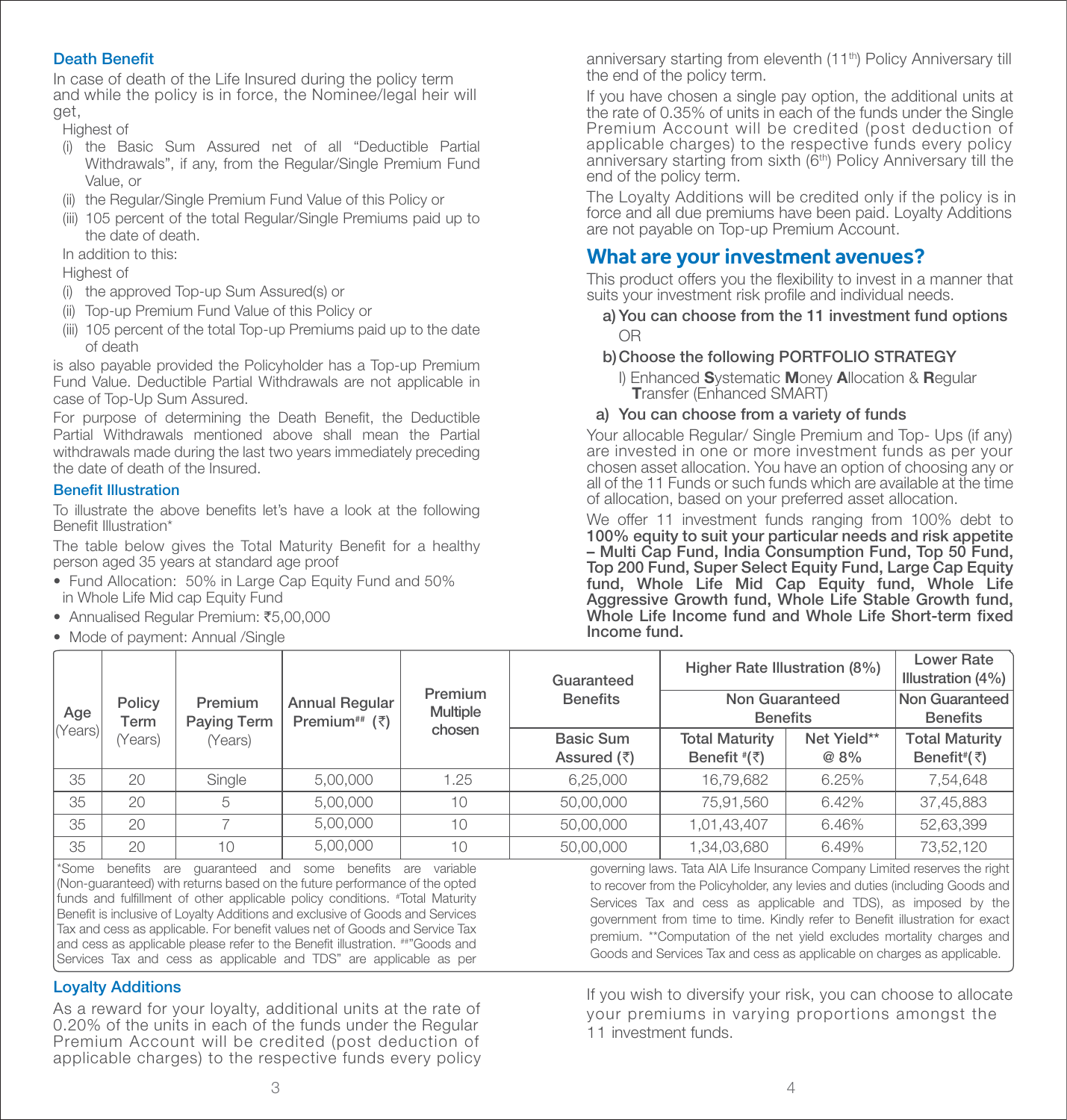### Death Benefit

In case of death of the Life Insured during the policy term and while the policy is in force, the Nominee/legal heir will get,

Highest of

(i) the Basic Sum Assured net of all "Deductible Partial Withdrawals", if any, from the Regular/Single Premium Fund Value, or

(ii) the Regular/Single Premium Fund Value of this Policy or

(iii) 105 percent of the total Regular/Single Premiums paid up to the date of death.

In addition to this:

Highest of

(i) the approved Top-up Sum Assured(s) or

(ii) Top-up Premium Fund Value of this Policy or

(iii) 105 percent of the total Top-up Premiums paid up to the date of death

is also payable provided the Policyholder has a Top-up Premium Fund Value. Deductible Partial Withdrawals are not applicable in case of Top-Up Sum Assured.

For purpose of determining the Death Benefit, the Deductible Partial Withdrawals mentioned above shall mean the Partial withdrawals made during the last two years immediately preceding the date of death of the Insured.

### Benefit Illustration

To illustrate the above benefits let's have a look at the following Benefit Illustration*

The table below gives the Total Maturity Benefit for a healthy person aged 35 years at standard age proof

- Fund Allocation: 50% in Large Cap Equity Fund and 50% in Whole Life Mid cap Equity Fund
- Annualised Regular Premium: ₹5,00,000
- Mode of payment: Annual /Single

| Age (Years) | Policy Term (Years) | Premium Paying Term (Years) | Annual Regular Premium## (₹) | Premium Multiple chosen | Guaranteed Benefits | Higher Rate Illustration (8%) | | Lower Rate Illustration (4%) |
|---|---|---|---|---|---|---|---|---|
| | | | | | | Non Guaranteed Benefits | | Non Guaranteed Benefits |
| | | | | | Basic Sum Assured (₹) | Total Maturity Benefit #(₹) | Net Yield** @ 8% | Total Maturity Benefit#(₹) |
| 35 | 20 | Single | 5,00,000 | 1.25 | 6,25,000 | 16,79,682 | 6.25% | 7,54,648 |
| 35 | 20 | 5 | 5,00,000 | 10 | 50,00,000 | 75,91,560 | 6.42% | 37,45,883 |
| 35 | 20 | 7 | 5,00,000 | 10 | 50,00,000 | 1,01,43,407 | 6.46% | 52,63,399 |
| 35 | 20 | 10 | 5,00,000 | 10 | 50,00,000 | 1,34,03,680 | 6.49% | 73,52,120 |

*Some benefits are guaranteed and some benefits are variable (Non-guaranteed) with returns based on the future performance of the opted funds and fulfillment of other applicable policy conditions. #Total Maturity Benefit is inclusive of Loyalty Additions and exclusive of Goods and Services Tax and cess as applicable. For benefit values net of Goods and Service Tax and cess as applicable please refer to the Benefit illustration. ##"Goods and Services Tax and cess as applicable and TDS" are applicable as per governing laws. Tata AIA Life Insurance Company Limited reserves the right to recover from the Policyholder, any levies and duties (including Goods and Services Tax and cess as applicable and TDS), as imposed by the government from time to time. Kindly refer to Benefit illustration for exact premium. **Computation of the net yield excludes mortality charges and Goods and Services Tax and cess as applicable on charges as applicable.

### Loyalty Additions

As a reward for your loyalty, additional units at the rate of 0.20% of the units in each of the funds under the Regular Premium Account will be credited (post deduction of applicable charges) to the respective funds every policy anniversary starting from eleventh (11th) Policy Anniversary till the end of the policy term.

If you have chosen a single pay option, the additional units at the rate of 0.35% of units in each of the funds under the Single Premium Account will be credited (post deduction of applicable charges) to the respective funds every policy anniversary starting from sixth (6th) Policy Anniversary till the end of the policy term.

The Loyalty Additions will be credited only if the policy is in force and all due premiums have been paid. Loyalty Additions are not payable on Top-up Premium Account.

## What are your investment avenues?

This product offers you the flexibility to invest in a manner that suits your investment risk profile and individual needs.

**a) You can choose from the 11 investment fund options**

OR

**b) Choose the following PORTFOLIO STRATEGY**

I) Enhanced **S**ystematic **M**oney **A**llocation & **R**egular **T**ransfer (Enhanced SMART)

**a) You can choose from a variety of funds**

Your allocable Regular/ Single Premium and Top- Ups (if any) are invested in one or more investment funds as per your chosen asset allocation. You have an option of choosing any or all of the 11 Funds or such funds which are available at the time of allocation, based on your preferred asset allocation.

We offer 11 investment funds ranging from 100% debt to **100% equity to suit your particular needs and risk appetite – Multi Cap Fund, India Consumption Fund, Top 50 Fund, Top 200 Fund, Super Select Equity Fund, Large Cap Equity fund, Whole Life Mid Cap Equity fund, Whole Life Aggressive Growth fund, Whole Life Stable Growth fund, Whole Life Income fund and Whole Life Short-term fixed Income fund.**

If you wish to diversify your risk, you can choose to allocate your premiums in varying proportions amongst the 11 investment funds.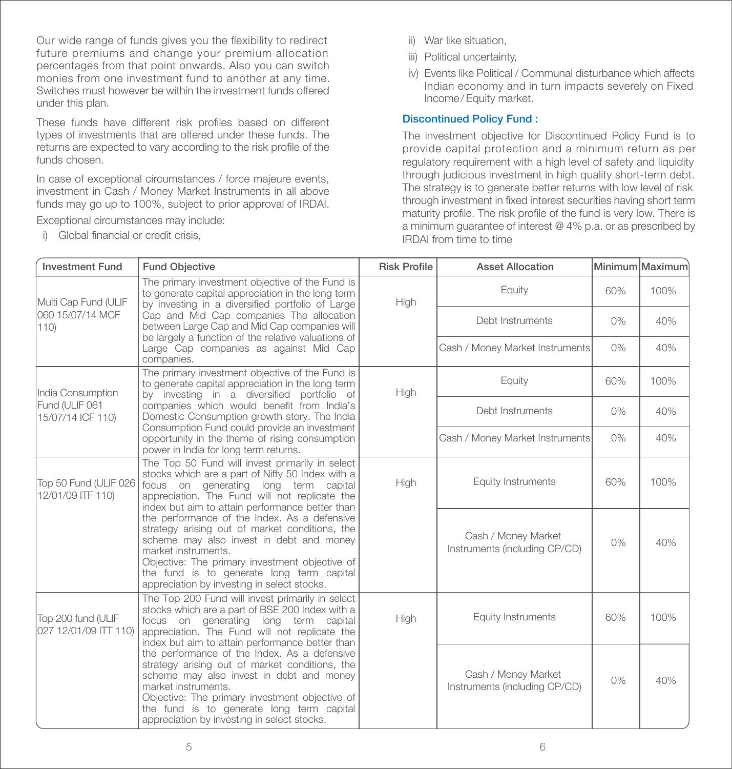Our wide range of funds gives you the flexibility to redirect future premiums and change your premium allocation percentages from that point onwards. Also you can switch monies from one investment fund to another at any time. Switches must however be within the investment funds offered under this plan.

These funds have different risk profiles based on different types of investments that are offered under these funds. The returns are expected to vary according to the risk profile of the funds chosen.

In case of exceptional circumstances / force majeure events, investment in Cash / Money Market Instruments in all above funds may go up to 100%, subject to prior approval of IRDAI.

Exceptional circumstances may include:

i) Global financial or credit crisis,

ii) War like situation,

iii) Political uncertainty,

iv) Events like Political / Communal disturbance which affects Indian economy and in turn impacts severely on Fixed Income / Equity market.

### Discontinued Policy Fund :

The investment objective for Discontinued Policy Fund is to provide capital protection and a minimum return as per regulatory requirement with a high level of safety and liquidity through judicious investment in high quality short-term debt. The strategy is to generate better returns with low level of risk through investment in fixed interest securities having short term maturity profile. The risk profile of the fund is very low. There is a minimum guarantee of interest @ 4% p.a. or as prescribed by IRDAI from time to time

| Investment Fund | Fund Objective | Risk Profile | Asset Allocation | Minimum | Maximum |
|---|---|---|---|---|---|
| Multi Cap Fund (ULIF 060 15/07/14 MCF 110) | The primary investment objective of the Fund is to generate capital appreciation in the long term by investing in a diversified portfolio of Large Cap and Mid Cap companies The allocation between Large Cap and Mid Cap companies will be largely a function of the relative valuations of Large Cap companies as against Mid Cap companies. | High | Equity | 60% | 100% |
| | | | Debt Instruments | 0% | 40% |
| | | | Cash / Money Market Instruments | 0% | 40% |
| India Consumption Fund (ULIF 061 15/07/14 ICF 110) | The primary investment objective of the Fund is to generate capital appreciation in the long term by investing in a diversified portfolio of companies which would benefit from India's Domestic Consumption growth story. The India Consumption Fund could provide an investment opportunity in the theme of rising consumption power in India for long term returns. | High | Equity | 60% | 100% |
| | | | Debt Instruments | 0% | 40% |
| | | | Cash / Money Market Instruments | 0% | 40% |
| Top 50 Fund (ULIF 026 12/01/09 ITF 110) | The Top 50 Fund will invest primarily in select stocks which are a part of Nifty 50 Index with a focus on generating long term capital appreciation. The Fund will not replicate the index but aim to attain performance better than the performance of the Index. As a defensive strategy arising out of market conditions, the scheme may also invest in debt and money market instruments. Objective: The primary investment objective of the fund is to generate long term capital appreciation by investing in select stocks. | High | Equity Instruments | 60% | 100% |
| | | | Cash / Money Market Instruments (including CP/CD) | 0% | 40% |
| Top 200 fund (ULIF 027 12/01/09 ITT 110) | The Top 200 Fund will invest primarily in select stocks which are a part of BSE 200 Index with a focus on generating long term capital appreciation. The Fund will not replicate the index but aim to attain performance better than the performance of the Index. As a defensive strategy arising out of market conditions, the scheme may also invest in debt and money market instruments. Objective: The primary investment objective of the fund is to generate long term capital appreciation by investing in select stocks. | High | Equity Instruments | 60% | 100% |
| | | | Cash / Money Market Instruments (including CP/CD) | 0% | 40% |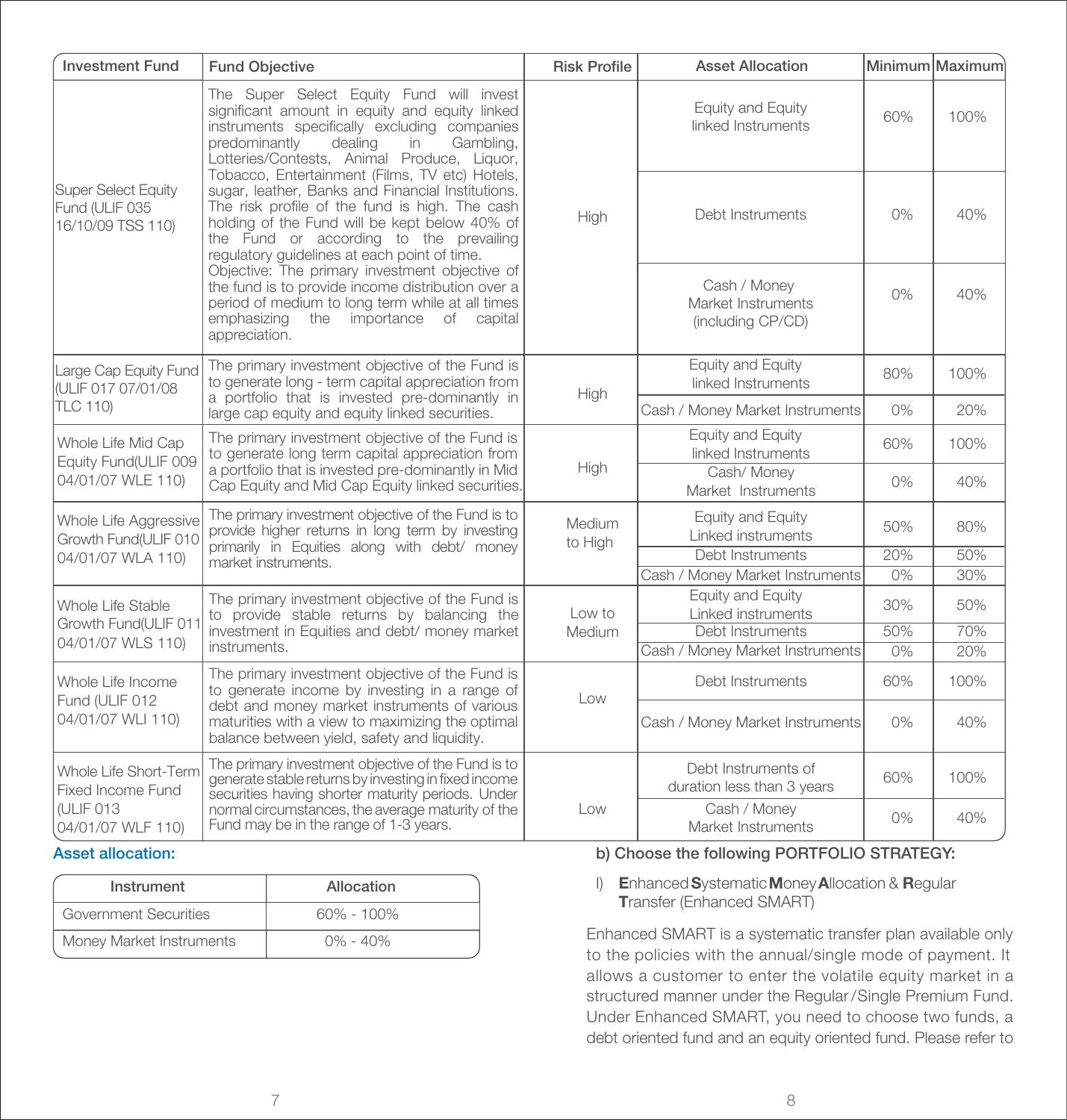| Investment Fund | Fund Objective | Risk Profile | Asset Allocation | Minimum | Maximum |
|---|---|---|---|---|---|
| Super Select Equity Fund (ULIF 035 16/10/09 TSS 110) | The Super Select Equity Fund will invest significant amount in equity and equity linked instruments specifically excluding companies predominantly dealing in Gambling, Lotteries/Contests, Animal Produce, Liquor, Tobacco, Entertainment (Films, TV etc) Hotels, sugar, leather, Banks and Financial Institutions. The risk profile of the fund is high. The cash holding of the Fund will be kept below 40% of the Fund or according to the prevailing regulatory guidelines at each point of time. Objective: The primary investment objective of the fund is to provide income distribution over a period of medium to long term while at all times emphasizing the importance of capital appreciation. | High | Equity and Equity linked Instruments | 60% | 100% |
| | | | Debt Instruments | 0% | 40% |
| | | | Cash / Money Market Instruments (including CP/CD) | 0% | 40% |
| Large Cap Equity Fund (ULIF 017 07/01/08 TLC 110) | The primary investment objective of the Fund is to generate long - term capital appreciation from a portfolio that is invested pre-dominantly in large cap equity and equity linked securities. | High | Equity and Equity linked Instruments | 80% | 100% |
| | | | Cash / Money Market Instruments | 0% | 20% |
| Whole Life Mid Cap Equity Fund(ULIF 009 04/01/07 WLE 110) | The primary investment objective of the Fund is to generate long term capital appreciation from a portfolio that is invested pre-dominantly in Mid Cap Equity and Mid Cap Equity linked securities. | High | Equity and Equity linked Instruments | 60% | 100% |
| | | | Cash/ Money Market Instruments | 0% | 40% |
| Whole Life Aggressive Growth Fund(ULIF 010 04/01/07 WLA 110) | The primary investment objective of the Fund is to provide higher returns in long term by investing primarily in Equities along with debt/ money market instruments. | Medium to High | Equity and Equity Linked instruments | 50% | 80% |
| | | | Debt Instruments | 20% | 50% |
| | | | Cash / Money Market Instruments | 0% | 30% |
| Whole Life Stable Growth Fund(ULIF 011 04/01/07 WLS 110) | The primary investment objective of the Fund is to provide stable returns by balancing the investment in Equities and debt/ money market instruments. | Low to Medium | Equity and Equity Linked instruments | 30% | 50% |
| | | | Debt Instruments | 50% | 70% |
| | | | Cash / Money Market Instruments | 0% | 20% |
| Whole Life Income Fund (ULIF 012 04/01/07 WLI 110) | The primary investment objective of the Fund is to generate income by investing in a range of debt and money market instruments of various maturities with a view to maximizing the optimal balance between yield, safety and liquidity. | Low | Debt Instruments | 60% | 100% |
| | | | Cash / Money Market Instruments | 0% | 40% |
| Whole Life Short-Term Fixed Income Fund (ULIF 013 04/01/07 WLF 110) | The primary investment objective of the Fund is to generate stable returns by investing in fixed income securities having shorter maturity periods. Under normal circumstances, the average maturity of the Fund may be in the range of 1-3 years. | Low | Debt Instruments of duration less than 3 years | 60% | 100% |
| | | | Cash / Money Market Instruments | 0% | 40% |

**Asset allocation:**

| Instrument | Allocation |
|---|---|
| Government Securities | 60% - 100% |
| Money Market Instruments | 0% - 40% |

**b) Choose the following PORTFOLIO STRATEGY:**

I) **E**nhanced **S**ystematic **M**oney **A**llocation & **R**egular **T**ransfer (Enhanced SMART)

Enhanced SMART is a systematic transfer plan available only to the policies with the annual/single mode of payment. It allows a customer to enter the volatile equity market in a structured manner under the Regular/Single Premium Fund. Under Enhanced SMART, you need to choose two funds, a debt oriented fund and an equity oriented fund. Please refer to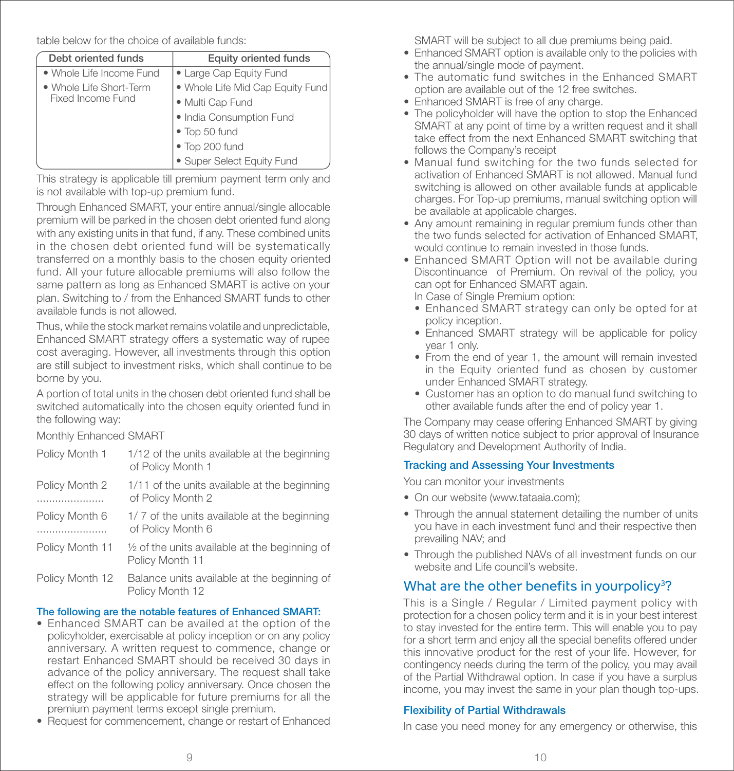table below for the choice of available funds:

| Debt oriented funds | Equity oriented funds |
|---|---|
| • Whole Life Income Fund<br>• Whole Life Short-Term Fixed Income Fund | • Large Cap Equity Fund<br>• Whole Life Mid Cap Equity Fund<br>• Multi Cap Fund<br>• India Consumption Fund<br>• Top 50 fund<br>• Top 200 fund<br>• Super Select Equity Fund |

This strategy is applicable till premium payment term only and is not available with top-up premium fund.

Through Enhanced SMART, your entire annual/single allocable premium will be parked in the chosen debt oriented fund along with any existing units in that fund, if any. These combined units in the chosen debt oriented fund will be systematically transferred on a monthly basis to the chosen equity oriented fund. All your future allocable premiums will also follow the same pattern as long as Enhanced SMART is active on your plan. Switching to / from the Enhanced SMART funds to other available funds is not allowed.

Thus, while the stock market remains volatile and unpredictable, Enhanced SMART strategy offers a systematic way of rupee cost averaging. However, all investments through this option are still subject to investment risks, which shall continue to be borne by you.

A portion of total units in the chosen debt oriented fund shall be switched automatically into the chosen equity oriented fund in the following way:

Monthly Enhanced SMART

| | |
|---|---|
| Policy Month 1 | 1/12 of the units available at the beginning of Policy Month 1 |
| Policy Month 2 ...................... | 1/11 of the units available at the beginning of Policy Month 2 |
| Policy Month 6 ...................... | 1/ 7 of the units available at the beginning of Policy Month 6 |
| Policy Month 11 | ½ of the units available at the beginning of Policy Month 11 |
| Policy Month 12 | Balance units available at the beginning of Policy Month 12 |

**The following are the notable features of Enhanced SMART:**

- Enhanced SMART can be availed at the option of the policyholder, exercisable at policy inception or on any policy anniversary. A written request to commence, change or restart Enhanced SMART should be received 30 days in advance of the policy anniversary. The request shall take effect on the following policy anniversary. Once chosen the strategy will be applicable for future premiums for all the premium payment terms except single premium.
- Request for commencement, change or restart of Enhanced SMART will be subject to all due premiums being paid.
- Enhanced SMART option is available only to the policies with the annual/single mode of payment.
- The automatic fund switches in the Enhanced SMART option are available out of the 12 free switches.
- Enhanced SMART is free of any charge.
- The policyholder will have the option to stop the Enhanced SMART at any point of time by a written request and it shall take effect from the next Enhanced SMART switching that follows the Company's receipt
- Manual fund switching for the two funds selected for activation of Enhanced SMART is not allowed. Manual fund switching is allowed on other available funds at applicable charges. For Top-up premiums, manual switching option will be available at applicable charges.
- Any amount remaining in regular premium funds other than the two funds selected for activation of Enhanced SMART, would continue to remain invested in those funds.
- Enhanced SMART Option will not be available during Discontinuance of Premium. On revival of the policy, you can opt for Enhanced SMART again.

  In Case of Single Premium option:
  - Enhanced SMART strategy can only be opted for at policy inception.
  - Enhanced SMART strategy will be applicable for policy year 1 only.
  - From the end of year 1, the amount will remain invested in the Equity oriented fund as chosen by customer under Enhanced SMART strategy.
  - Customer has an option to do manual fund switching to other available funds after the end of policy year 1.

The Company may cease offering Enhanced SMART by giving 30 days of written notice subject to prior approval of Insurance Regulatory and Development Authority of India.

### Tracking and Assessing Your Investments

You can monitor your investments

- On our website (www.tataaia.com);
- Through the annual statement detailing the number of units you have in each investment fund and their respective then prevailing NAV; and
- Through the published NAVs of all investment funds on our website and Life council's website.

## What are the other benefits in yourpolicy[3]?

This is a Single / Regular / Limited payment policy with protection for a chosen policy term and it is in your best interest to stay invested for the entire term. This will enable you to pay for a short term and enjoy all the special benefits offered under this innovative product for the rest of your life. However, for contingency needs during the term of the policy, you may avail of the Partial Withdrawal option. In case if you have a surplus income, you may invest the same in your plan though top-ups.

### Flexibility of Partial Withdrawals

In case you need money for any emergency or otherwise, this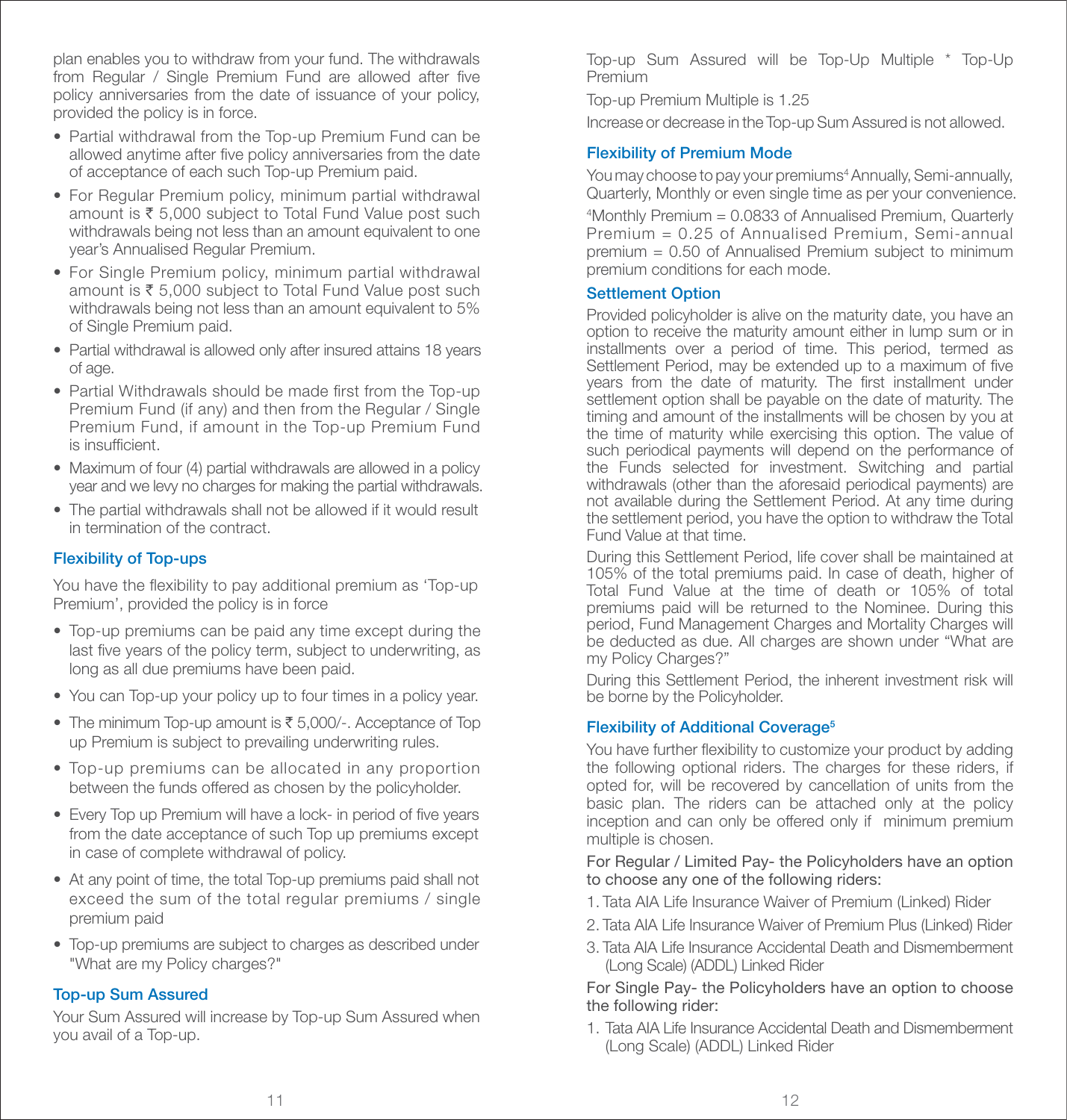plan enables you to withdraw from your fund. The withdrawals from Regular / Single Premium Fund are allowed after five policy anniversaries from the date of issuance of your policy, provided the policy is in force.

- Partial withdrawal from the Top-up Premium Fund can be allowed anytime after five policy anniversaries from the date of acceptance of each such Top-up Premium paid.
- For Regular Premium policy, minimum partial withdrawal amount is ₹ 5,000 subject to Total Fund Value post such withdrawals being not less than an amount equivalent to one year's Annualised Regular Premium.
- For Single Premium policy, minimum partial withdrawal amount is ₹ 5,000 subject to Total Fund Value post such withdrawals being not less than an amount equivalent to 5% of Single Premium paid.
- Partial withdrawal is allowed only after insured attains 18 years of age.
- Partial Withdrawals should be made first from the Top-up Premium Fund (if any) and then from the Regular / Single Premium Fund, if amount in the Top-up Premium Fund is insufficient.
- Maximum of four (4) partial withdrawals are allowed in a policy year and we levy no charges for making the partial withdrawals.
- The partial withdrawals shall not be allowed if it would result in termination of the contract.

### Flexibility of Top-ups

You have the flexibility to pay additional premium as 'Top-up Premium', provided the policy is in force

- Top-up premiums can be paid any time except during the last five years of the policy term, subject to underwriting, as long as all due premiums have been paid.
- You can Top-up your policy up to four times in a policy year.
- The minimum Top-up amount is ₹ 5,000/-. Acceptance of Top up Premium is subject to prevailing underwriting rules.
- Top-up premiums can be allocated in any proportion between the funds offered as chosen by the policyholder.
- Every Top up Premium will have a lock- in period of five years from the date acceptance of such Top up premiums except in case of complete withdrawal of policy.
- At any point of time, the total Top-up premiums paid shall not exceed the sum of the total regular premiums / single premium paid
- Top-up premiums are subject to charges as described under "What are my Policy charges?"

### Top-up Sum Assured

Your Sum Assured will increase by Top-up Sum Assured when you avail of a Top-up.

Top-up Sum Assured will be Top-Up Multiple * Top-Up Premium

Top-up Premium Multiple is 1.25

Increase or decrease in the Top-up Sum Assured is not allowed.

### Flexibility of Premium Mode

You may choose to pay your premiums[4] Annually, Semi-annually, Quarterly, Monthly or even single time as per your convenience.

[4]Monthly Premium = 0.0833 of Annualised Premium, Quarterly Premium = 0.25 of Annualised Premium, Semi-annual premium = 0.50 of Annualised Premium subject to minimum premium conditions for each mode.

### Settlement Option

Provided policyholder is alive on the maturity date, you have an option to receive the maturity amount either in lump sum or in installments over a period of time. This period, termed as Settlement Period, may be extended up to a maximum of five years from the date of maturity. The first installment under settlement option shall be payable on the date of maturity. The timing and amount of the installments will be chosen by you at the time of maturity while exercising this option. The value of such periodical payments will depend on the performance of the Funds selected for investment. Switching and partial withdrawals (other than the aforesaid periodical payments) are not available during the Settlement Period. At any time during the settlement period, you have the option to withdraw the Total Fund Value at that time.

During this Settlement Period, life cover shall be maintained at 105% of the total premiums paid. In case of death, higher of Total Fund Value at the time of death or 105% of total premiums paid will be returned to the Nominee. During this period, Fund Management Charges and Mortality Charges will be deducted as due. All charges are shown under "What are my Policy Charges?"

During this Settlement Period, the inherent investment risk will be borne by the Policyholder.

### Flexibility of Additional Coverage[5]

You have further flexibility to customize your product by adding the following optional riders. The charges for these riders, if opted for, will be recovered by cancellation of units from the basic plan. The riders can be attached only at the policy inception and can only be offered only if minimum premium multiple is chosen.

For Regular / Limited Pay- the Policyholders have an option to choose any one of the following riders:

1. Tata AIA Life Insurance Waiver of Premium (Linked) Rider
2. Tata AIA Life Insurance Waiver of Premium Plus (Linked) Rider
3. Tata AIA Life Insurance Accidental Death and Dismemberment (Long Scale) (ADDL) Linked Rider

For Single Pay- the Policyholders have an option to choose the following rider:

1. Tata AIA Life Insurance Accidental Death and Dismemberment (Long Scale) (ADDL) Linked Rider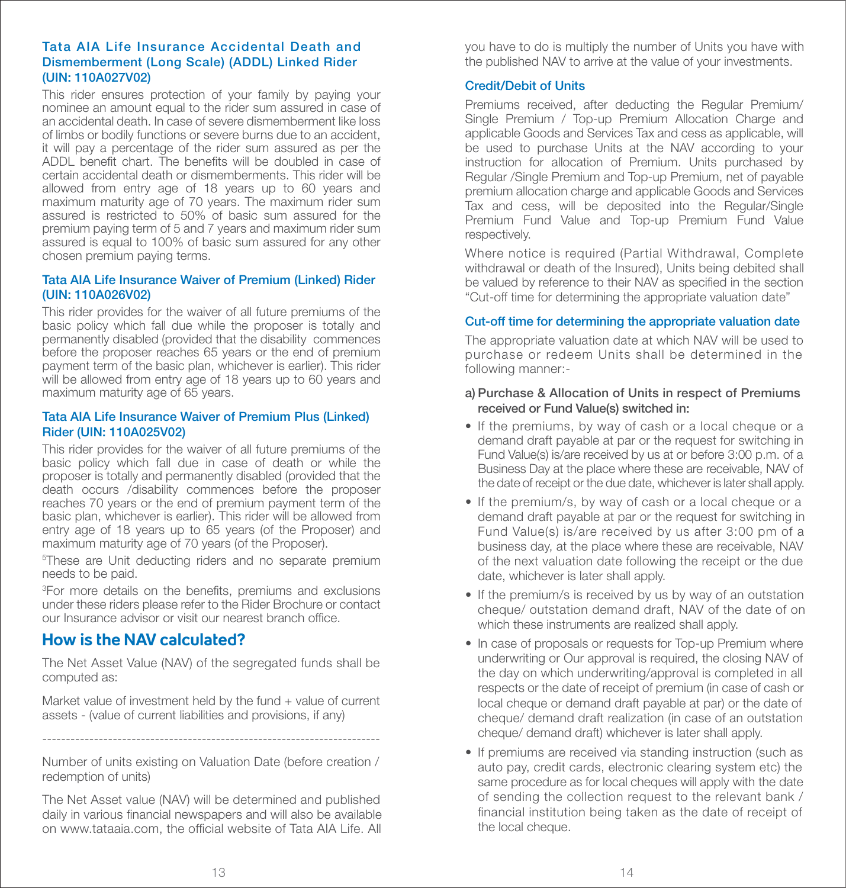### Tata AIA Life Insurance Accidental Death and Dismemberment (Long Scale) (ADDL) Linked Rider (UIN: 110A027V02)

This rider ensures protection of your family by paying your nominee an amount equal to the rider sum assured in case of an accidental death. In case of severe dismemberment like loss of limbs or bodily functions or severe burns due to an accident, it will pay a percentage of the rider sum assured as per the ADDL benefit chart. The benefits will be doubled in case of certain accidental death or dismemberments. This rider will be allowed from entry age of 18 years up to 60 years and maximum maturity age of 70 years. The maximum rider sum assured is restricted to 50% of basic sum assured for the premium paying term of 5 and 7 years and maximum rider sum assured is equal to 100% of basic sum assured for any other chosen premium paying terms.

### Tata AIA Life Insurance Waiver of Premium (Linked) Rider (UIN: 110A026V02)

This rider provides for the waiver of all future premiums of the basic policy which fall due while the proposer is totally and permanently disabled (provided that the disability commences before the proposer reaches 65 years or the end of premium payment term of the basic plan, whichever is earlier). This rider will be allowed from entry age of 18 years up to 60 years and maximum maturity age of 65 years.

### Tata AIA Life Insurance Waiver of Premium Plus (Linked) Rider (UIN: 110A025V02)

This rider provides for the waiver of all future premiums of the basic policy which fall due in case of death or while the proposer is totally and permanently disabled (provided that the death occurs /disability commences before the proposer reaches 70 years or the end of premium payment term of the basic plan, whichever is earlier). This rider will be allowed from entry age of 18 years up to 65 years (of the Proposer) and maximum maturity age of 70 years (of the Proposer).

[5]These are Unit deducting riders and no separate premium needs to be paid.

[3]For more details on the benefits, premiums and exclusions under these riders please refer to the Rider Brochure or contact our Insurance advisor or visit our nearest branch office.

## How is the NAV calculated?

The Net Asset Value (NAV) of the segregated funds shall be computed as:

$$\frac{\text{Market value of investment held by the fund + value of current assets - (value of current liabilities and provisions, if any)}}{\text{Number of units existing on Valuation Date (before creation / redemption of units)}}$$

The Net Asset value (NAV) will be determined and published daily in various financial newspapers and will also be available on www.tataaia.com, the official website of Tata AIA Life. All you have to do is multiply the number of Units you have with the published NAV to arrive at the value of your investments.

### Credit/Debit of Units

Premiums received, after deducting the Regular Premium/ Single Premium / Top-up Premium Allocation Charge and applicable Goods and Services Tax and cess as applicable, will be used to purchase Units at the NAV according to your instruction for allocation of Premium. Units purchased by Regular /Single Premium and Top-up Premium, net of payable premium allocation charge and applicable Goods and Services Tax and cess, will be deposited into the Regular/Single Premium Fund Value and Top-up Premium Fund Value respectively.

Where notice is required (Partial Withdrawal, Complete withdrawal or death of the Insured), Units being debited shall be valued by reference to their NAV as specified in the section "Cut-off time for determining the appropriate valuation date"

### Cut-off time for determining the appropriate valuation date

The appropriate valuation date at which NAV will be used to purchase or redeem Units shall be determined in the following manner:-

**a) Purchase & Allocation of Units in respect of Premiums received or Fund Value(s) switched in:**

- If the premiums, by way of cash or a local cheque or a demand draft payable at par or the request for switching in Fund Value(s) is/are received by us at or before 3:00 p.m. of a Business Day at the place where these are receivable, NAV of the date of receipt or the due date, whichever is later shall apply.
- If the premium/s, by way of cash or a local cheque or a demand draft payable at par or the request for switching in Fund Value(s) is/are received by us after 3:00 pm of a business day, at the place where these are receivable, NAV of the next valuation date following the receipt or the due date, whichever is later shall apply.
- If the premium/s is received by us by way of an outstation cheque/ outstation demand draft, NAV of the date of on which these instruments are realized shall apply.
- In case of proposals or requests for Top-up Premium where underwriting or Our approval is required, the closing NAV of the day on which underwriting/approval is completed in all respects or the date of receipt of premium (in case of cash or local cheque or demand draft payable at par) or the date of cheque/ demand draft realization (in case of an outstation cheque/ demand draft) whichever is later shall apply.
- If premiums are received via standing instruction (such as auto pay, credit cards, electronic clearing system etc) the same procedure as for local cheques will apply with the date of sending the collection request to the relevant bank / financial institution being taken as the date of receipt of the local cheque.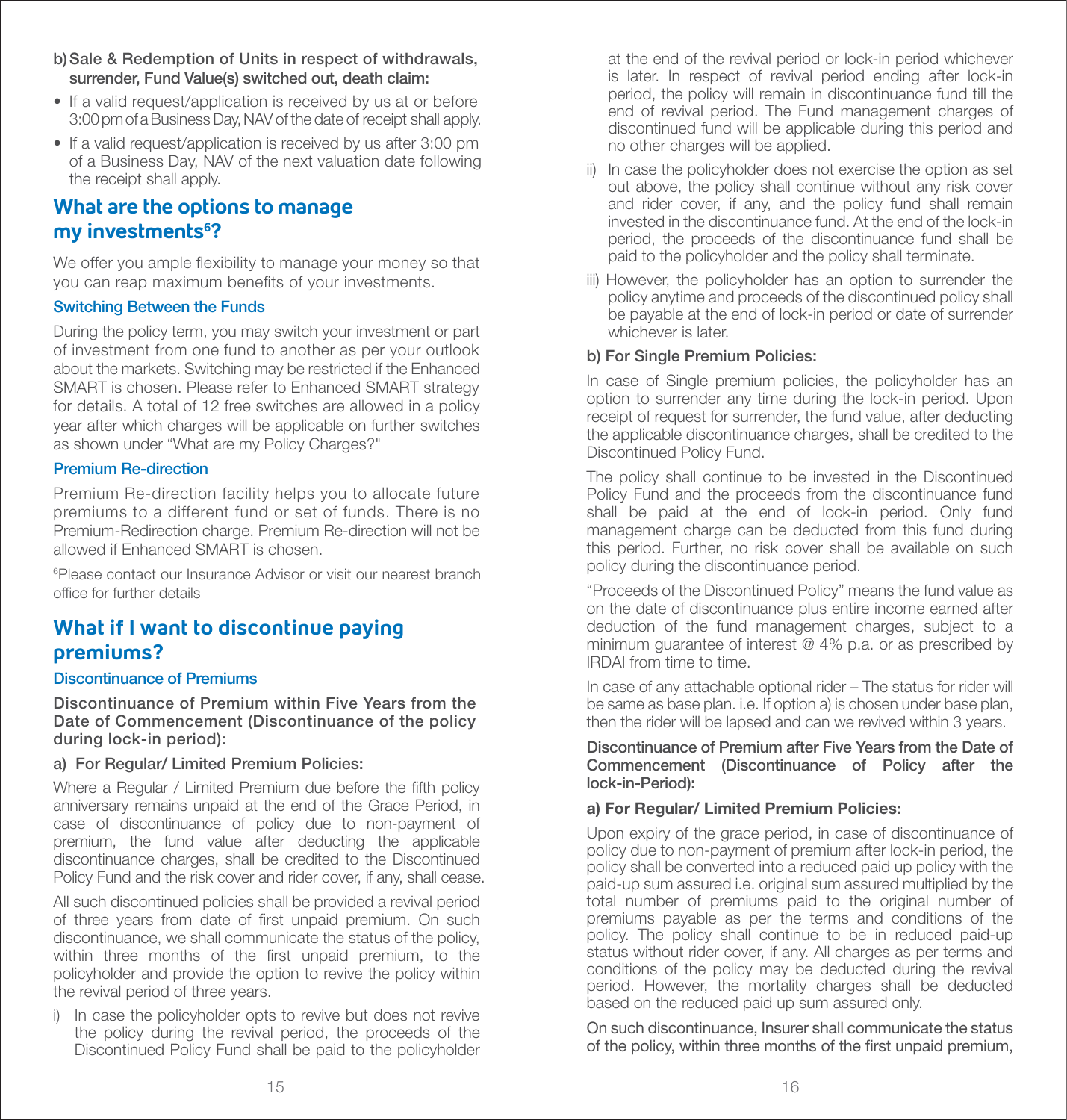**b) Sale & Redemption of Units in respect of withdrawals, surrender, Fund Value(s) switched out, death claim:**

- If a valid request/application is received by us at or before 3:00 pm of a Business Day, NAV of the date of receipt shall apply.
- If a valid request/application is received by us after 3:00 pm of a Business Day, NAV of the next valuation date following the receipt shall apply.

## What are the options to manage my investments[6]?

We offer you ample flexibility to manage your money so that you can reap maximum benefits of your investments.

### Switching Between the Funds

During the policy term, you may switch your investment or part of investment from one fund to another as per your outlook about the markets. Switching may be restricted if the Enhanced SMART is chosen. Please refer to Enhanced SMART strategy for details. A total of 12 free switches are allowed in a policy year after which charges will be applicable on further switches as shown under "What are my Policy Charges?"

### Premium Re-direction

Premium Re-direction facility helps you to allocate future premiums to a different fund or set of funds. There is no Premium-Redirection charge. Premium Re-direction will not be allowed if Enhanced SMART is chosen.

[6]Please contact our Insurance Advisor or visit our nearest branch office for further details

## What if I want to discontinue paying premiums?

### Discontinuance of Premiums

**Discontinuance of Premium within Five Years from the Date of Commencement (Discontinuance of the policy during lock-in period):**

**a) For Regular/ Limited Premium Policies:**

Where a Regular / Limited Premium due before the fifth policy anniversary remains unpaid at the end of the Grace Period, in case of discontinuance of policy due to non-payment of premium, the fund value after deducting the applicable discontinuance charges, shall be credited to the Discontinued Policy Fund and the risk cover and rider cover, if any, shall cease.

All such discontinued policies shall be provided a revival period of three years from date of first unpaid premium. On such discontinuance, we shall communicate the status of the policy, within three months of the first unpaid premium, to the policyholder and provide the option to revive the policy within the revival period of three years.

i) In case the policyholder opts to revive but does not revive the policy during the revival period, the proceeds of the Discontinued Policy Fund shall be paid to the policyholder at the end of the revival period or lock-in period whichever is later. In respect of revival period ending after lock-in period, the policy will remain in discontinuance fund till the end of revival period. The Fund management charges of discontinued fund will be applicable during this period and no other charges will be applied.

ii) In case the policyholder does not exercise the option as set out above, the policy shall continue without any risk cover and rider cover, if any, and the policy fund shall remain invested in the discontinuance fund. At the end of the lock-in period, the proceeds of the discontinuance fund shall be paid to the policyholder and the policy shall terminate.

iii) However, the policyholder has an option to surrender the policy anytime and proceeds of the discontinued policy shall be payable at the end of lock-in period or date of surrender whichever is later.

**b) For Single Premium Policies:**

In case of Single premium policies, the policyholder has an option to surrender any time during the lock-in period. Upon receipt of request for surrender, the fund value, after deducting the applicable discontinuance charges, shall be credited to the Discontinued Policy Fund.

The policy shall continue to be invested in the Discontinued Policy Fund and the proceeds from the discontinuance fund shall be paid at the end of lock-in period. Only fund management charge can be deducted from this fund during this period. Further, no risk cover shall be available on such policy during the discontinuance period.

"Proceeds of the Discontinued Policy" means the fund value as on the date of discontinuance plus entire income earned after deduction of the fund management charges, subject to a minimum guarantee of interest @ 4% p.a. or as prescribed by IRDAI from time to time.

In case of any attachable optional rider – The status for rider will be same as base plan. i.e. If option a) is chosen under base plan, then the rider will be lapsed and can we revived within 3 years.

**Discontinuance of Premium after Five Years from the Date of Commencement (Discontinuance of Policy after the lock-in-Period):**

**a) For Regular/ Limited Premium Policies:**

Upon expiry of the grace period, in case of discontinuance of policy due to non-payment of premium after lock-in period, the policy shall be converted into a reduced paid up policy with the paid-up sum assured i.e. original sum assured multiplied by the total number of premiums paid to the original number of premiums payable as per the terms and conditions of the policy. The policy shall continue to be in reduced paid-up status without rider cover, if any. All charges as per terms and conditions of the policy may be deducted during the revival period. However, the mortality charges shall be deducted based on the reduced paid up sum assured only.

On such discontinuance, Insurer shall communicate the status of the policy, within three months of the first unpaid premium,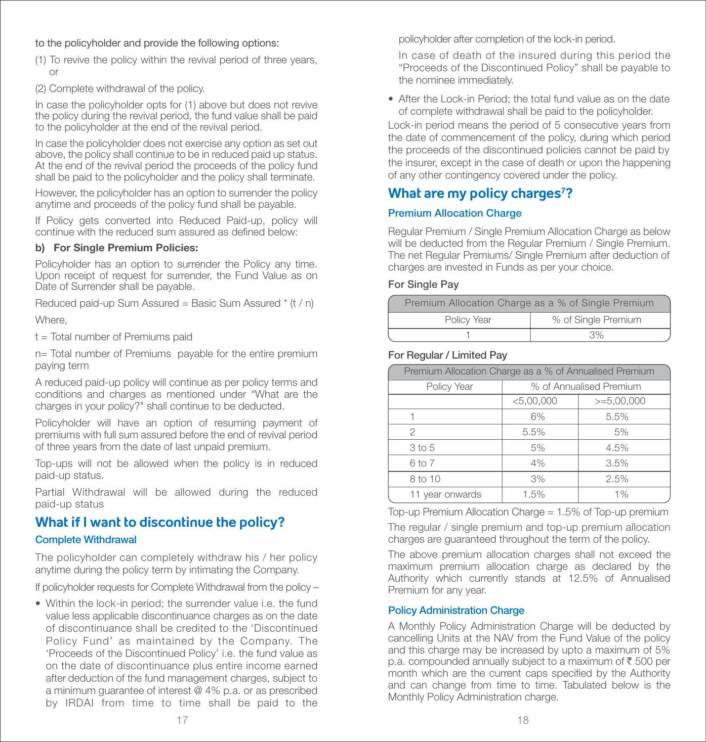to the policyholder and provide the following options:

(1) To revive the policy within the revival period of three years, or

(2) Complete withdrawal of the policy.

In case the policyholder opts for (1) above but does not revive the policy during the revival period, the fund value shall be paid to the policyholder at the end of the revival period.

In case the policyholder does not exercise any option as set out above, the policy shall continue to be in reduced paid up status. At the end of the revival period the proceeds of the policy fund shall be paid to the policyholder and the policy shall terminate.

However, the policyholder has an option to surrender the policy anytime and proceeds of the policy fund shall be payable.

If Policy gets converted into Reduced Paid-up, policy will continue with the reduced sum assured as defined below:

**b) For Single Premium Policies:**

Policyholder has an option to surrender the Policy any time. Upon receipt of request for surrender, the Fund Value as on Date of Surrender shall be payable.

Reduced paid-up Sum Assured = Basic Sum Assured * (t / n)

Where,

t = Total number of Premiums paid

n= Total number of Premiums payable for the entire premium paying term

A reduced paid-up policy will continue as per policy terms and conditions and charges as mentioned under "What are the charges in your policy?" shall continue to be deducted.

Policyholder will have an option of resuming payment of premiums with full sum assured before the end of revival period of three years from the date of last unpaid premium.

Top-ups will not be allowed when the policy is in reduced paid-up status.

Partial Withdrawal will be allowed during the reduced paid-up status

## What if I want to discontinue the policy?

### Complete Withdrawal

The policyholder can completely withdraw his / her policy anytime during the policy term by intimating the Company.

If policyholder requests for Complete Withdrawal from the policy –

- Within the lock-in period; the surrender value i.e. the fund value less applicable discontinuance charges as on the date of discontinuance shall be credited to the 'Discontinued Policy Fund' as maintained by the Company. The 'Proceeds of the Discontinued Policy' i.e. the fund value as on the date of discontinuance plus entire income earned after deduction of the fund management charges, subject to a minimum guarantee of interest @ 4% p.a. or as prescribed by IRDAI from time to time shall be paid to the policyholder after completion of the lock-in period.

  In case of death of the insured during this period the "Proceeds of the Discontinued Policy" shall be payable to the nominee immediately.

- After the Lock-in Period; the total fund value as on the date of complete withdrawal shall be paid to the policyholder.

Lock-in period means the period of 5 consecutive years from the date of commencement of the policy, during which period the proceeds of the discontinued policies cannot be paid by the insurer, except in the case of death or upon the happening of any other contingency covered under the policy.

## What are my policy charges[7]?

### Premium Allocation Charge

Regular Premium / Single Premium Allocation Charge as below will be deducted from the Regular Premium / Single Premium. The net Regular Premiums/ Single Premium after deduction of charges are invested in Funds as per your choice.

**For Single Pay**

| Premium Allocation Charge as a % of Single Premium | |
|---|---|
| Policy Year | % of Single Premium |
| 1 | 3% |

**For Regular / Limited Pay**

| Premium Allocation Charge as a % of Annualised Premium | | |
|---|---|---|
| Policy Year | % of Annualised Premium | |
| | <5,00,000 | >=5,00,000 |
| 1 | 6% | 5.5% |
| 2 | 5.5% | 5% |
| 3 to 5 | 5% | 4.5% |
| 6 to 7 | 4% | 3.5% |
| 8 to 10 | 3% | 2.5% |
| 11 year onwards | 1.5% | 1% |

Top-up Premium Allocation Charge = 1.5% of Top-up premium

The regular / single premium and top-up premium allocation charges are guaranteed throughout the term of the policy.

The above premium allocation charges shall not exceed the maximum premium allocation charge as declared by the Authority which currently stands at 12.5% of Annualised Premium for any year.

### Policy Administration Charge

A Monthly Policy Administration Charge will be deducted by cancelling Units at the NAV from the Fund Value of the policy and this charge may be increased by upto a maximum of 5% p.a. compounded annually subject to a maximum of ₹ 500 per month which are the current caps specified by the Authority and can change from time to time. Tabulated below is the Monthly Policy Administration charge.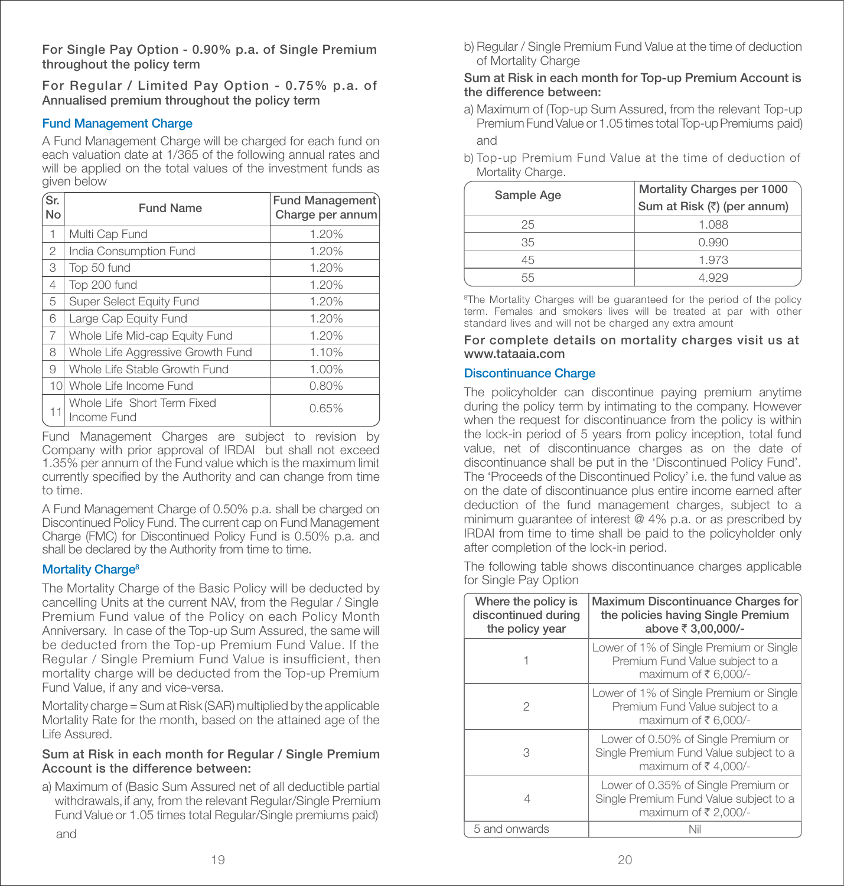**For Single Pay Option - 0.90% p.a. of Single Premium throughout the policy term**

**For Regular / Limited Pay Option - 0.75% p.a. of Annualised premium throughout the policy term**

### Fund Management Charge

A Fund Management Charge will be charged for each fund on each valuation date at 1/365 of the following annual rates and will be applied on the total values of the investment funds as given below

| Sr. No | Fund Name | Fund Management Charge per annum |
|---|---|---|
| 1 | Multi Cap Fund | 1.20% |
| 2 | India Consumption Fund | 1.20% |
| 3 | Top 50 fund | 1.20% |
| 4 | Top 200 fund | 1.20% |
| 5 | Super Select Equity Fund | 1.20% |
| 6 | Large Cap Equity Fund | 1.20% |
| 7 | Whole Life Mid-cap Equity Fund | 1.20% |
| 8 | Whole Life Aggressive Growth Fund | 1.10% |
| 9 | Whole Life Stable Growth Fund | 1.00% |
| 10 | Whole Life Income Fund | 0.80% |
| 11 | Whole Life Short Term Fixed Income Fund | 0.65% |

Fund Management Charges are subject to revision by Company with prior approval of IRDAI but shall not exceed 1.35% per annum of the Fund value which is the maximum limit currently specified by the Authority and can change from time to time.

A Fund Management Charge of 0.50% p.a. shall be charged on Discontinued Policy Fund. The current cap on Fund Management Charge (FMC) for Discontinued Policy Fund is 0.50% p.a. and shall be declared by the Authority from time to time.

### Mortality Charge[8]

The Mortality Charge of the Basic Policy will be deducted by cancelling Units at the current NAV, from the Regular / Single Premium Fund value of the Policy on each Policy Month Anniversary. In case of the Top-up Sum Assured, the same will be deducted from the Top-up Premium Fund Value. If the Regular / Single Premium Fund Value is insufficient, then mortality charge will be deducted from the Top-up Premium Fund Value, if any and vice-versa.

Mortality charge = Sum at Risk (SAR) multiplied by the applicable Mortality Rate for the month, based on the attained age of the Life Assured.

**Sum at Risk in each month for Regular / Single Premium Account is the difference between:**

a) Maximum of (Basic Sum Assured net of all deductible partial withdrawals, if any, from the relevant Regular/Single Premium Fund Value or 1.05 times total Regular/Single premiums paid)

and

b) Regular / Single Premium Fund Value at the time of deduction of Mortality Charge

**Sum at Risk in each month for Top-up Premium Account is the difference between:**

a) Maximum of (Top-up Sum Assured, from the relevant Top-up Premium Fund Value or 1.05 times total Top-up Premiums paid)

and

b) Top-up Premium Fund Value at the time of deduction of Mortality Charge.

| Sample Age | Mortality Charges per 1000 Sum at Risk (₹) (per annum) |
|---|---|
| 25 | 1.088 |
| 35 | 0.990 |
| 45 | 1.973 |
| 55 | 4.929 |

[8]The Mortality Charges will be guaranteed for the period of the policy term. Females and smokers lives will be treated at par with other standard lives and will not be charged any extra amount

**For complete details on mortality charges visit us at www.tataaia.com**

### Discontinuance Charge

The policyholder can discontinue paying premium anytime during the policy term by intimating to the company. However when the request for discontinuance from the policy is within the lock-in period of 5 years from policy inception, total fund value, net of discontinuance charges as on the date of discontinuance shall be put in the 'Discontinued Policy Fund'. The 'Proceeds of the Discontinued Policy' i.e. the fund value as on the date of discontinuance plus entire income earned after deduction of the fund management charges, subject to a minimum guarantee of interest @ 4% p.a. or as prescribed by IRDAI from time to time shall be paid to the policyholder only after completion of the lock-in period.

The following table shows discontinuance charges applicable for Single Pay Option

| Where the policy is discontinued during the policy year | Maximum Discontinuance Charges for the policies having Single Premium above ₹ 3,00,000/- |
|---|---|
| 1 | Lower of 1% of Single Premium or Single Premium Fund Value subject to a maximum of ₹ 6,000/- |
| 2 | Lower of 1% of Single Premium or Single Premium Fund Value subject to a maximum of ₹ 6,000/- |
| 3 | Lower of 0.50% of Single Premium or Single Premium Fund Value subject to a maximum of ₹ 4,000/- |
| 4 | Lower of 0.35% of Single Premium or Single Premium Fund Value subject to a maximum of ₹ 2,000/- |
| 5 and onwards | Nil |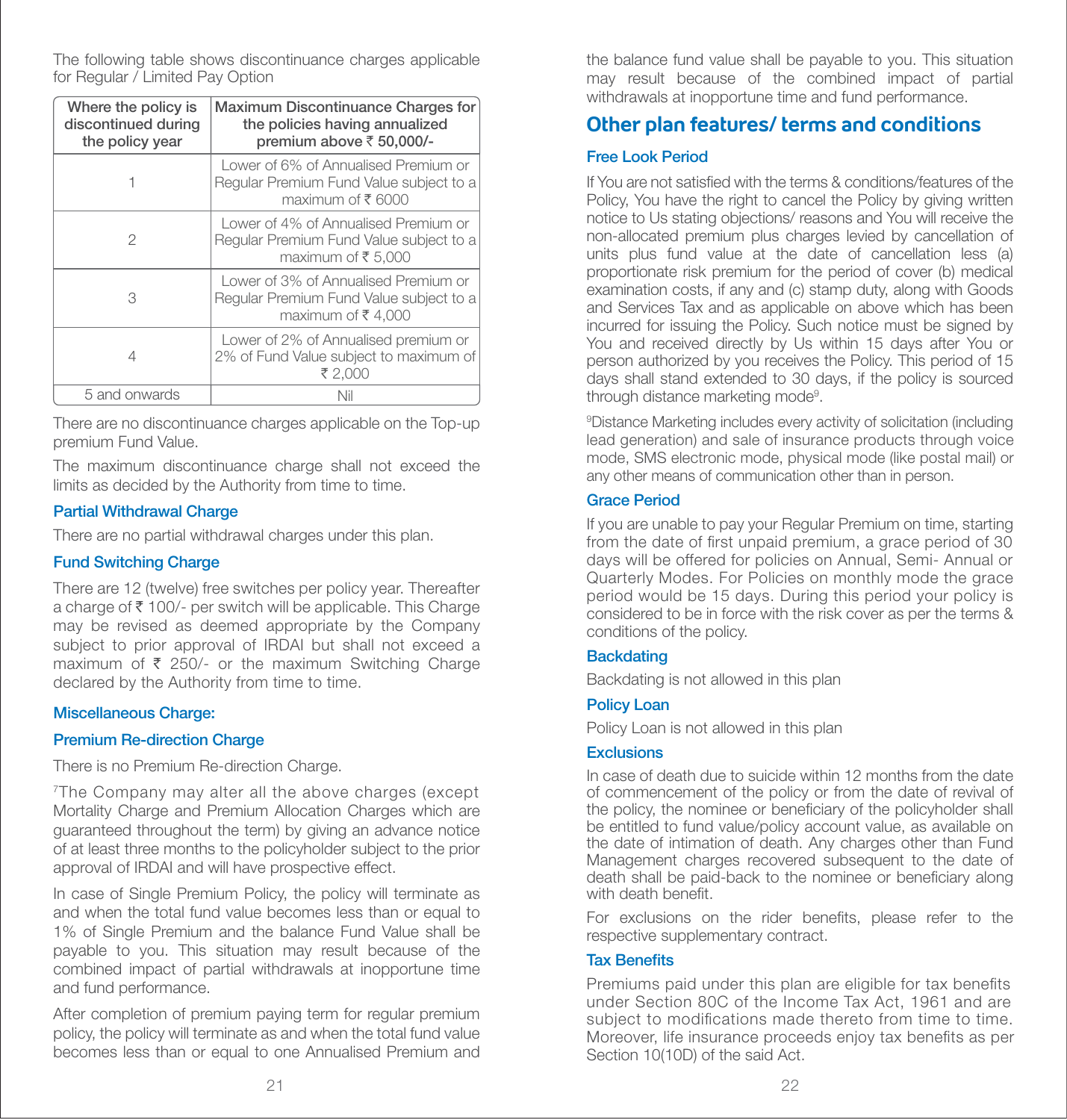The following table shows discontinuance charges applicable for Regular / Limited Pay Option

| Where the policy is discontinued during the policy year | Maximum Discontinuance Charges for the policies having annualized premium above ₹ 50,000/- |
| --- | --- |
| 1 | Lower of 6% of Annualised Premium or Regular Premium Fund Value subject to a maximum of ₹ 6000 |
| 2 | Lower of 4% of Annualised Premium or Regular Premium Fund Value subject to a maximum of ₹ 5,000 |
| 3 | Lower of 3% of Annualised Premium or Regular Premium Fund Value subject to a maximum of ₹ 4,000 |
| 4 | Lower of 2% of Annualised premium or 2% of Fund Value subject to maximum of ₹ 2,000 |
| 5 and onwards | Nil |

There are no discontinuance charges applicable on the Top-up premium Fund Value.

The maximum discontinuance charge shall not exceed the limits as decided by the Authority from time to time.

### Partial Withdrawal Charge

There are no partial withdrawal charges under this plan.

### Fund Switching Charge

There are 12 (twelve) free switches per policy year. Thereafter a charge of ₹ 100/- per switch will be applicable. This Charge may be revised as deemed appropriate by the Company subject to prior approval of IRDAI but shall not exceed a maximum of ₹ 250/- or the maximum Switching Charge declared by the Authority from time to time.

### Miscellaneous Charge:

### Premium Re-direction Charge

There is no Premium Re-direction Charge.

[7]The Company may alter all the above charges (except Mortality Charge and Premium Allocation Charges which are guaranteed throughout the term) by giving an advance notice of at least three months to the policyholder subject to the prior approval of IRDAI and will have prospective effect.

In case of Single Premium Policy, the policy will terminate as and when the total fund value becomes less than or equal to 1% of Single Premium and the balance Fund Value shall be payable to you. This situation may result because of the combined impact of partial withdrawals at inopportune time and fund performance.

After completion of premium paying term for regular premium policy, the policy will terminate as and when the total fund value becomes less than or equal to one Annualised Premium and the balance fund value shall be payable to you. This situation may result because of the combined impact of partial withdrawals at inopportune time and fund performance.

## Other plan features/ terms and conditions

### Free Look Period

If You are not satisfied with the terms & conditions/features of the Policy, You have the right to cancel the Policy by giving written notice to Us stating objections/ reasons and You will receive the non-allocated premium plus charges levied by cancellation of units plus fund value at the date of cancellation less (a) proportionate risk premium for the period of cover (b) medical examination costs, if any and (c) stamp duty, along with Goods and Services Tax and as applicable on above which has been incurred for issuing the Policy. Such notice must be signed by You and received directly by Us within 15 days after You or person authorized by you receives the Policy. This period of 15 days shall stand extended to 30 days, if the policy is sourced through distance marketing mode[9].

[9]Distance Marketing includes every activity of solicitation (including lead generation) and sale of insurance products through voice mode, SMS electronic mode, physical mode (like postal mail) or any other means of communication other than in person.

### Grace Period

If you are unable to pay your Regular Premium on time, starting from the date of first unpaid premium, a grace period of 30 days will be offered for policies on Annual, Semi- Annual or Quarterly Modes. For Policies on monthly mode the grace period would be 15 days. During this period your policy is considered to be in force with the risk cover as per the terms & conditions of the policy.

### Backdating

Backdating is not allowed in this plan

### Policy Loan

Policy Loan is not allowed in this plan

### Exclusions

In case of death due to suicide within 12 months from the date of commencement of the policy or from the date of revival of the policy, the nominee or beneficiary of the policyholder shall be entitled to fund value/policy account value, as available on the date of intimation of death. Any charges other than Fund Management charges recovered subsequent to the date of death shall be paid-back to the nominee or beneficiary along with death benefit.

For exclusions on the rider benefits, please refer to the respective supplementary contract.

### Tax Benefits

Premiums paid under this plan are eligible for tax benefits under Section 80C of the Income Tax Act, 1961 and are subject to modifications made thereto from time to time. Moreover, life insurance proceeds enjoy tax benefits as per Section 10(10D) of the said Act.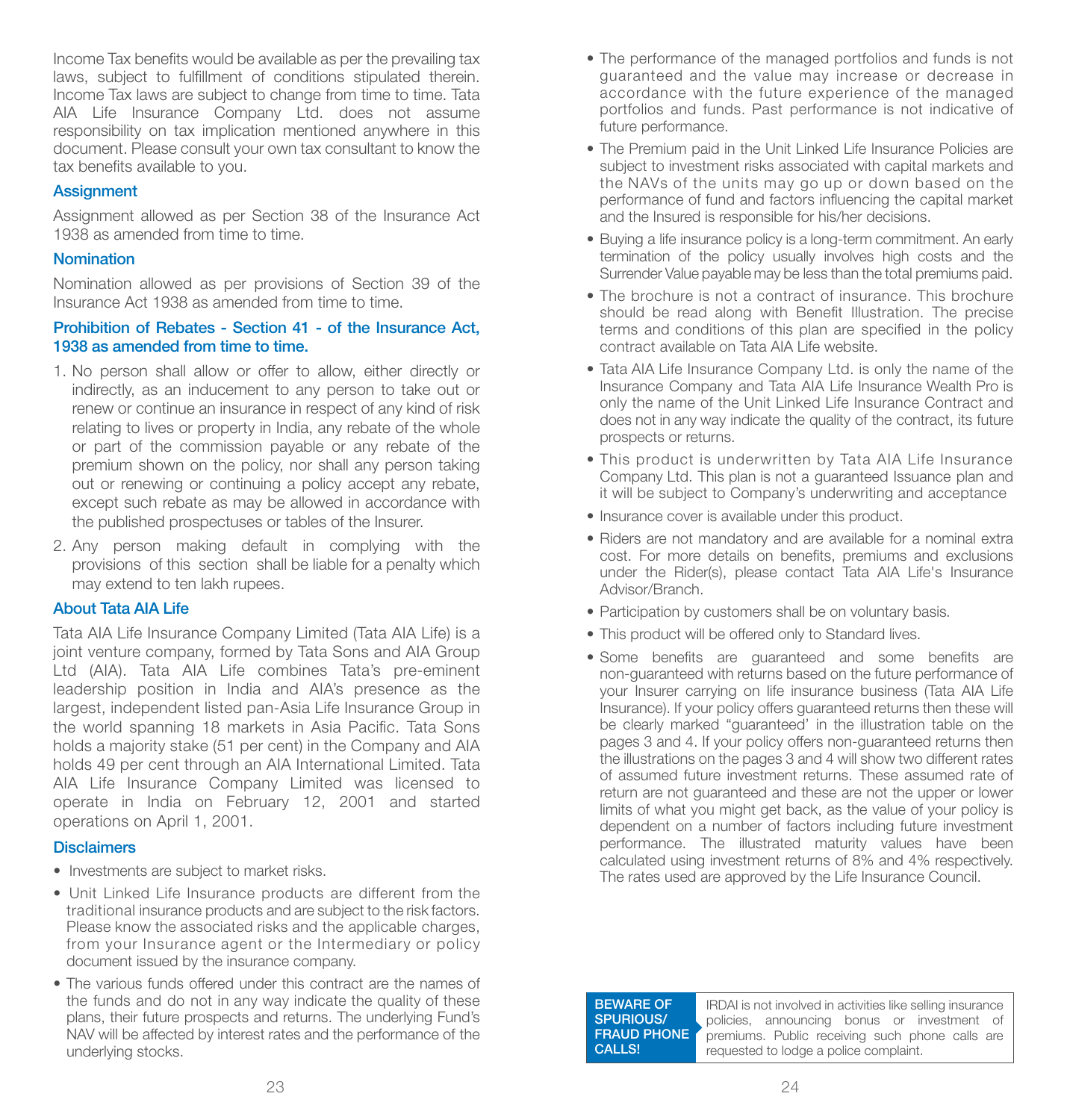Income Tax benefits would be available as per the prevailing tax laws, subject to fulfillment of conditions stipulated therein. Income Tax laws are subject to change from time to time. Tata AIA Life Insurance Company Ltd. does not assume responsibility on tax implication mentioned anywhere in this document. Please consult your own tax consultant to know the tax benefits available to you.

### Assignment

Assignment allowed as per Section 38 of the Insurance Act 1938 as amended from time to time.

### Nomination

Nomination allowed as per provisions of Section 39 of the Insurance Act 1938 as amended from time to time.

### Prohibition of Rebates - Section 41 - of the Insurance Act, 1938 as amended from time to time.

1. No person shall allow or offer to allow, either directly or indirectly, as an inducement to any person to take out or renew or continue an insurance in respect of any kind of risk relating to lives or property in India, any rebate of the whole or part of the commission payable or any rebate of the premium shown on the policy, nor shall any person taking out or renewing or continuing a policy accept any rebate, except such rebate as may be allowed in accordance with the published prospectuses or tables of the Insurer.
2. Any person making default in complying with the provisions of this section shall be liable for a penalty which may extend to ten lakh rupees.

### About Tata AIA Life

Tata AIA Life Insurance Company Limited (Tata AIA Life) is a joint venture company, formed by Tata Sons and AIA Group Ltd (AIA). Tata AIA Life combines Tata's pre-eminent leadership position in India and AIA's presence as the largest, independent listed pan-Asia Life Insurance Group in the world spanning 18 markets in Asia Pacific. Tata Sons holds a majority stake (51 per cent) in the Company and AIA holds 49 per cent through an AIA International Limited. Tata AIA Life Insurance Company Limited was licensed to operate in India on February 12, 2001 and started operations on April 1, 2001.

### Disclaimers

- Investments are subject to market risks.
- Unit Linked Life Insurance products are different from the traditional insurance products and are subject to the risk factors. Please know the associated risks and the applicable charges, from your Insurance agent or the Intermediary or policy document issued by the insurance company.
- The various funds offered under this contract are the names of the funds and do not in any way indicate the quality of these plans, their future prospects and returns. The underlying Fund's NAV will be affected by interest rates and the performance of the underlying stocks.
- The performance of the managed portfolios and funds is not guaranteed and the value may increase or decrease in accordance with the future experience of the managed portfolios and funds. Past performance is not indicative of future performance.
- The Premium paid in the Unit Linked Life Insurance Policies are subject to investment risks associated with capital markets and the NAVs of the units may go up or down based on the performance of fund and factors influencing the capital market and the Insured is responsible for his/her decisions.
- Buying a life insurance policy is a long-term commitment. An early termination of the policy usually involves high costs and the Surrender Value payable may be less than the total premiums paid.
- The brochure is not a contract of insurance. This brochure should be read along with Benefit Illustration. The precise terms and conditions of this plan are specified in the policy contract available on Tata AIA Life website.
- Tata AIA Life Insurance Company Ltd. is only the name of the Insurance Company and Tata AIA Life Insurance Wealth Pro is only the name of the Unit Linked Life Insurance Contract and does not in any way indicate the quality of the contract, its future prospects or returns.
- This product is underwritten by Tata AIA Life Insurance Company Ltd. This plan is not a guaranteed Issuance plan and it will be subject to Company's underwriting and acceptance
- Insurance cover is available under this product.
- Riders are not mandatory and are available for a nominal extra cost. For more details on benefits, premiums and exclusions under the Rider(s), please contact Tata AIA Life's Insurance Advisor/Branch.
- Participation by customers shall be on voluntary basis.
- This product will be offered only to Standard lives.
- Some benefits are guaranteed and some benefits are non-guaranteed with returns based on the future performance of your Insurer carrying on life insurance business (Tata AIA Life Insurance). If your policy offers guaranteed returns then these will be clearly marked "guaranteed' in the illustration table on the pages 3 and 4. If your policy offers non-guaranteed returns then the illustrations on the pages 3 and 4 will show two different rates of assumed future investment returns. These assumed rate of return are not guaranteed and these are not the upper or lower limits of what you might get back, as the value of your policy is dependent on a number of factors including future investment performance. The illustrated maturity values have been calculated using investment returns of 8% and 4% respectively. The rates used are approved by the Life Insurance Council.

| BEWARE OF SPURIOUS/ FRAUD PHONE CALLS! | IRDAI is not involved in activities like selling insurance policies, announcing bonus or investment of premiums. Public receiving such phone calls are requested to lodge a police complaint. |
|---|---|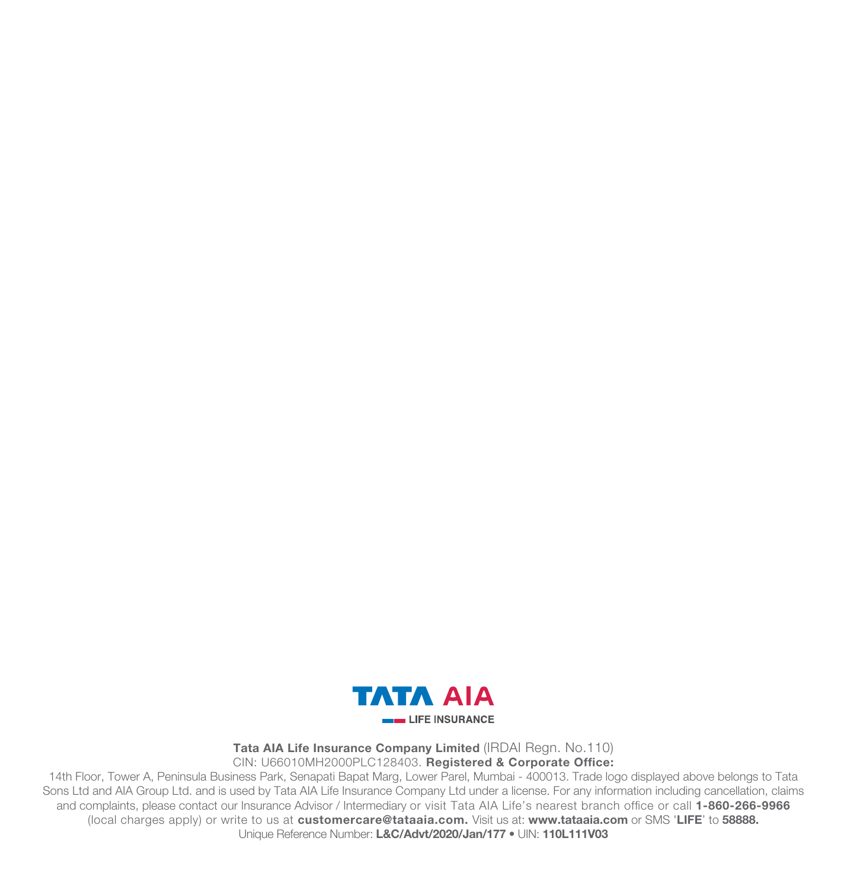TATA AIA

LIFE INSURANCE

**Tata AIA Life Insurance Company Limited** (IRDAI Regn. No.110)
CIN: U66010MH2000PLC128403. **Registered & Corporate Office:**
14th Floor, Tower A, Peninsula Business Park, Senapati Bapat Marg, Lower Parel, Mumbai - 400013. Trade logo displayed above belongs to Tata Sons Ltd and AIA Group Ltd. and is used by Tata AIA Life Insurance Company Ltd under a license. For any information including cancellation, claims and complaints, please contact our Insurance Advisor / Intermediary or visit Tata AIA Life's nearest branch office or call **1-860-266-9966** (local charges apply) or write to us at **customercare@tataaia.com.** Visit us at: **www.tataaia.com** or SMS '**LIFE**' to **58888.**
Unique Reference Number: **L&C/Advt/2020/Jan/177** • UIN: **110L111V03**